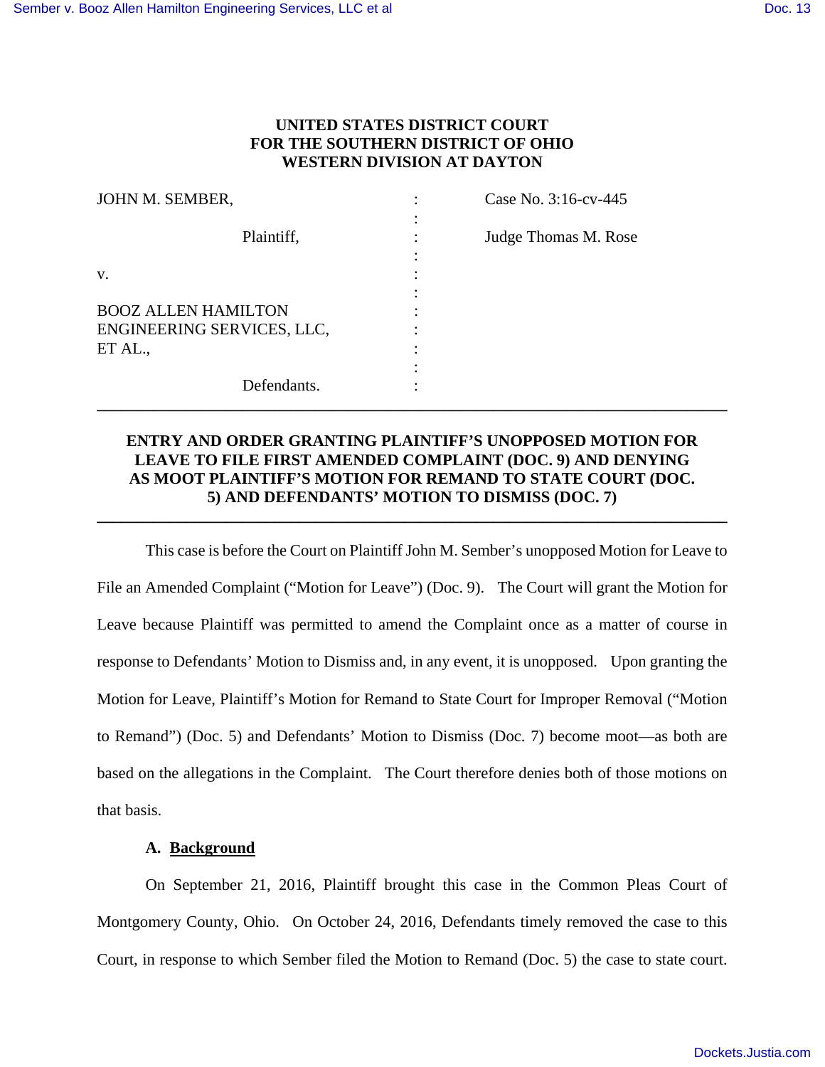# UNITED STATES DISTRICT COURT FOR THE SOUTHERN DISTRICT OF OHIO WESTERN DIVISION AT DAYTON

| | | |
|---|---|---|
| JOHN M. SEMBER, | : | Case No. 3:16-cv-445 |
| | : | |
| Plaintiff, | : | Judge Thomas M. Rose |
| | : | |
| v. | : | |
| | : | |
| BOOZ ALLEN HAMILTON ENGINEERING SERVICES, LLC, ET AL., | : | |
| | : | |
| Defendants. | : | |

---

## ENTRY AND ORDER GRANTING PLAINTIFF'S UNOPPOSED MOTION FOR LEAVE TO FILE FIRST AMENDED COMPLAINT (DOC. 9) AND DENYING AS MOOT PLAINTIFF'S MOTION FOR REMAND TO STATE COURT (DOC. 5) AND DEFENDANTS' MOTION TO DISMISS (DOC. 7)

---

This case is before the Court on Plaintiff John M. Sember's unopposed Motion for Leave to File an Amended Complaint ("Motion for Leave") (Doc. 9). The Court will grant the Motion for Leave because Plaintiff was permitted to amend the Complaint once as a matter of course in response to Defendants' Motion to Dismiss and, in any event, it is unopposed. Upon granting the Motion for Leave, Plaintiff's Motion for Remand to State Court for Improper Removal ("Motion to Remand") (Doc. 5) and Defendants' Motion to Dismiss (Doc. 7) become moot—as both are based on the allegations in the Complaint. The Court therefore denies both of those motions on that basis.

### A. Background

On September 21, 2016, Plaintiff brought this case in the Common Pleas Court of Montgomery County, Ohio. On October 24, 2016, Defendants timely removed the case to this Court, in response to which Sember filed the Motion to Remand (Doc. 5) the case to state court.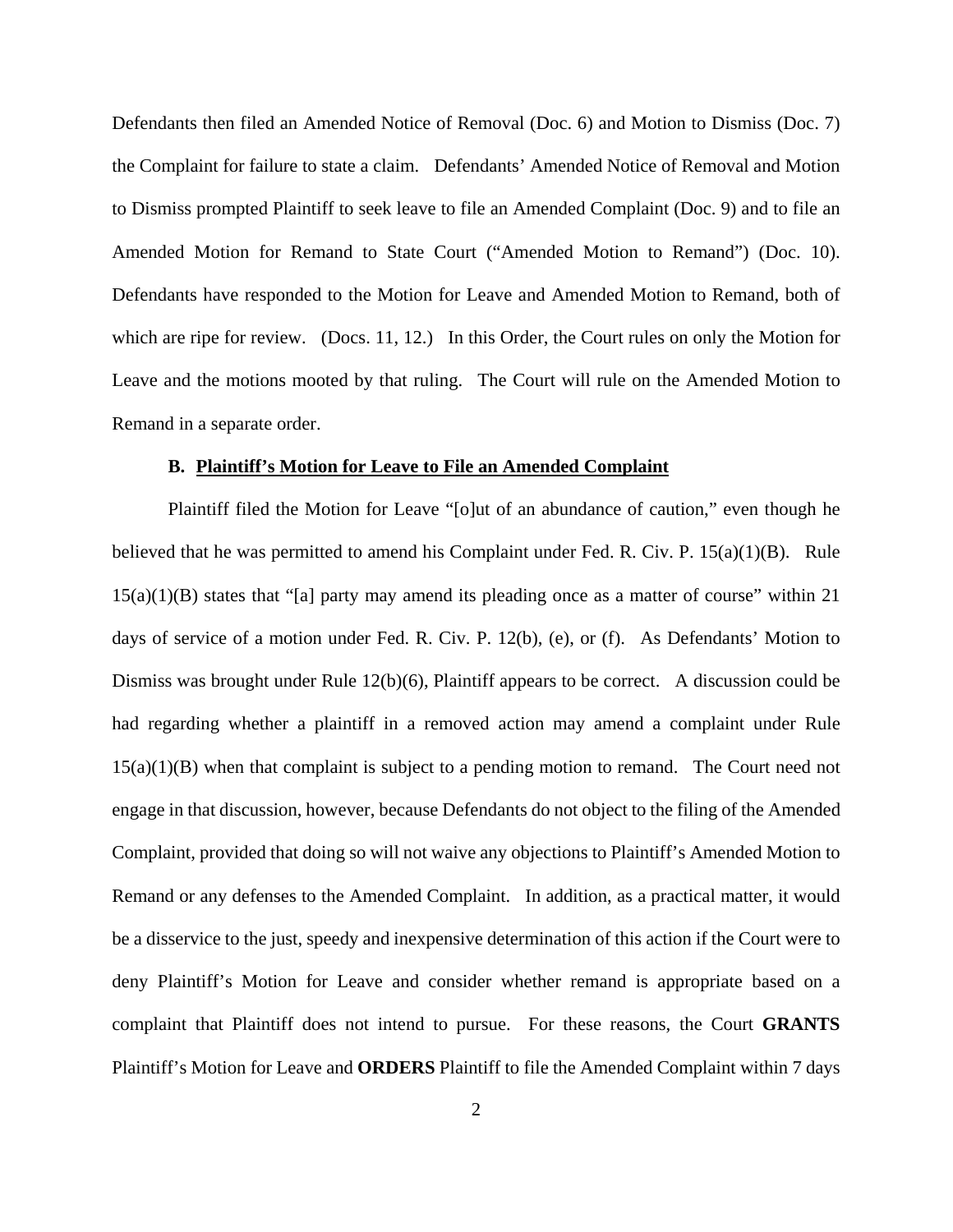Defendants then filed an Amended Notice of Removal (Doc. 6) and Motion to Dismiss (Doc. 7) the Complaint for failure to state a claim. Defendants' Amended Notice of Removal and Motion to Dismiss prompted Plaintiff to seek leave to file an Amended Complaint (Doc. 9) and to file an Amended Motion for Remand to State Court ("Amended Motion to Remand") (Doc. 10). Defendants have responded to the Motion for Leave and Amended Motion to Remand, both of which are ripe for review. (Docs. 11, 12.) In this Order, the Court rules on only the Motion for Leave and the motions mooted by that ruling. The Court will rule on the Amended Motion to Remand in a separate order.

### B. Plaintiff's Motion for Leave to File an Amended Complaint

Plaintiff filed the Motion for Leave "[o]ut of an abundance of caution," even though he believed that he was permitted to amend his Complaint under Fed. R. Civ. P. 15(a)(1)(B). Rule 15(a)(1)(B) states that "[a] party may amend its pleading once as a matter of course" within 21 days of service of a motion under Fed. R. Civ. P. 12(b), (e), or (f). As Defendants' Motion to Dismiss was brought under Rule 12(b)(6), Plaintiff appears to be correct. A discussion could be had regarding whether a plaintiff in a removed action may amend a complaint under Rule 15(a)(1)(B) when that complaint is subject to a pending motion to remand. The Court need not engage in that discussion, however, because Defendants do not object to the filing of the Amended Complaint, provided that doing so will not waive any objections to Plaintiff's Amended Motion to Remand or any defenses to the Amended Complaint. In addition, as a practical matter, it would be a disservice to the just, speedy and inexpensive determination of this action if the Court were to deny Plaintiff's Motion for Leave and consider whether remand is appropriate based on a complaint that Plaintiff does not intend to pursue. For these reasons, the Court **GRANTS** Plaintiff's Motion for Leave and **ORDERS** Plaintiff to file the Amended Complaint within 7 days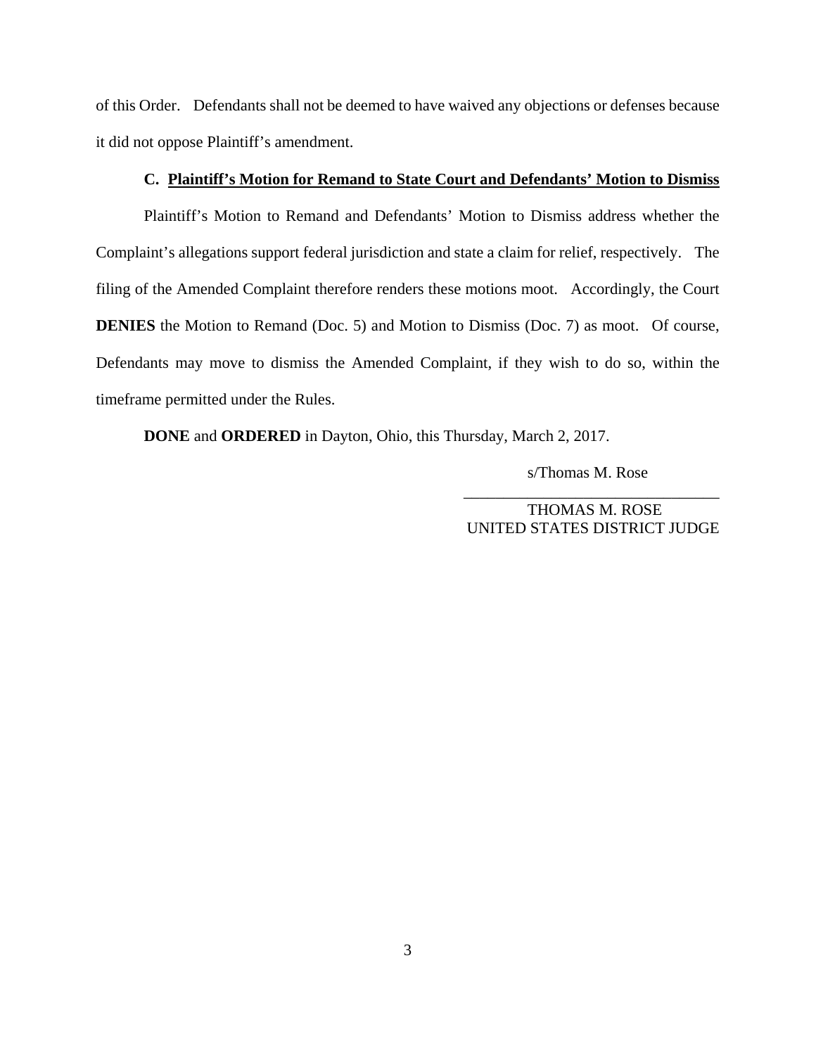of this Order. Defendants shall not be deemed to have waived any objections or defenses because it did not oppose Plaintiff's amendment.

### C. Plaintiff's Motion for Remand to State Court and Defendants' Motion to Dismiss

Plaintiff's Motion to Remand and Defendants' Motion to Dismiss address whether the Complaint's allegations support federal jurisdiction and state a claim for relief, respectively. The filing of the Amended Complaint therefore renders these motions moot. Accordingly, the Court **DENIES** the Motion to Remand (Doc. 5) and Motion to Dismiss (Doc. 7) as moot. Of course, Defendants may move to dismiss the Amended Complaint, if they wish to do so, within the timeframe permitted under the Rules.

**DONE** and **ORDERED** in Dayton, Ohio, this Thursday, March 2, 2017.

s/Thomas M. Rose

\_\_\_\_\_\_\_\_\_\_\_\_\_\_\_\_\_\_\_\_\_\_\_\_\_\_\_\_\_\_\_\_\_\_

THOMAS M. ROSE
UNITED STATES DISTRICT JUDGE